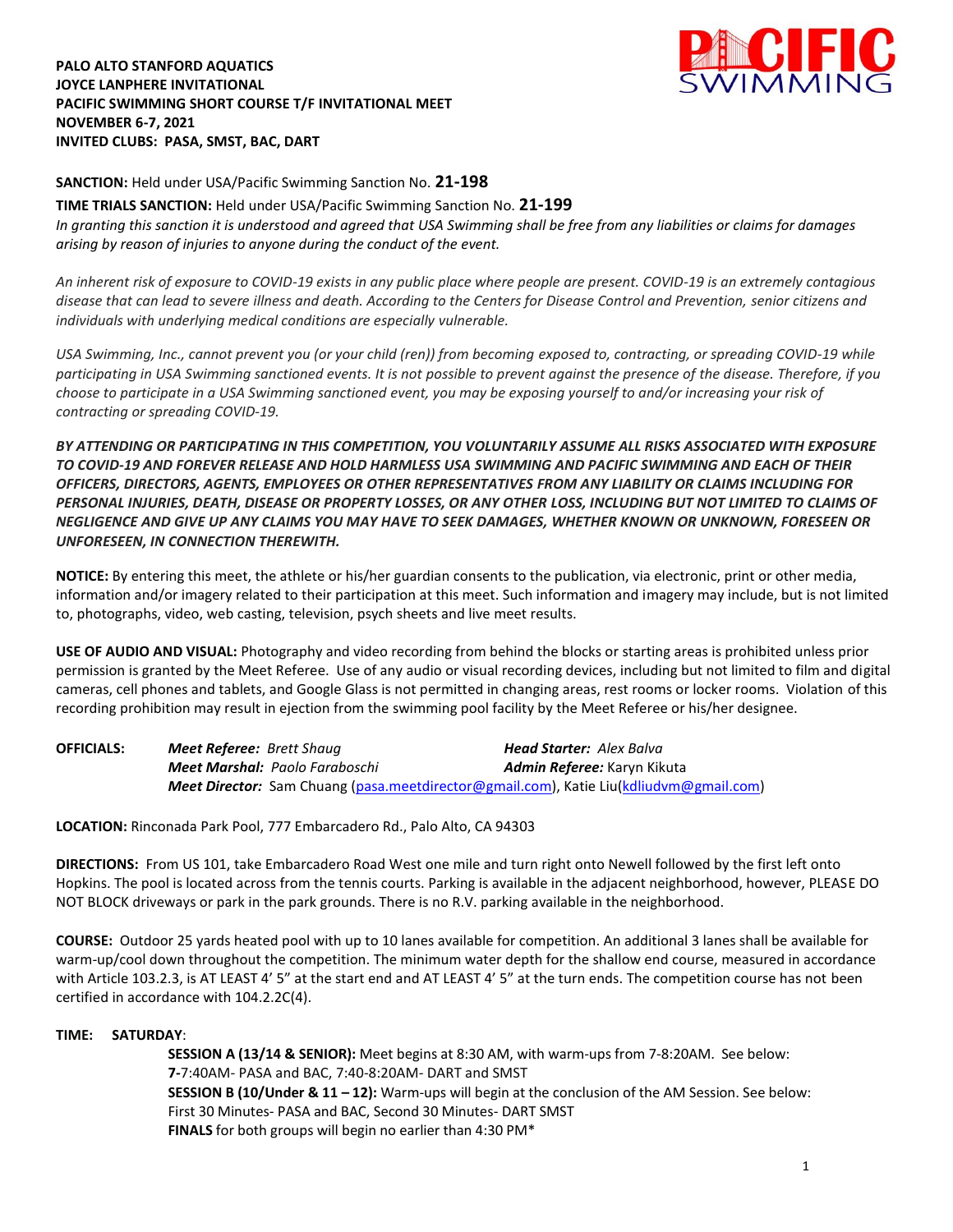**PALO ALTO STANFORD AQUATICS**
**JOYCE LANPHERE INVITATIONAL**
**PACIFIC SWIMMING SHORT COURSE T/F INVITATIONAL MEET**
**NOVEMBER 6-7, 2021**
**INVITED CLUBS: PASA, SMST, BAC, DART**

**SANCTION:** Held under USA/Pacific Swimming Sanction No. **21-198**

**TIME TRIALS SANCTION:** Held under USA/Pacific Swimming Sanction No. **21-199**

*In granting this sanction it is understood and agreed that USA Swimming shall be free from any liabilities or claims for damages arising by reason of injuries to anyone during the conduct of the event.*

*An inherent risk of exposure to COVID-19 exists in any public place where people are present. COVID-19 is an extremely contagious disease that can lead to severe illness and death. According to the Centers for Disease Control and Prevention, senior citizens and individuals with underlying medical conditions are especially vulnerable.*

*USA Swimming, Inc., cannot prevent you (or your child (ren)) from becoming exposed to, contracting, or spreading COVID-19 while participating in USA Swimming sanctioned events. It is not possible to prevent against the presence of the disease. Therefore, if you choose to participate in a USA Swimming sanctioned event, you may be exposing yourself to and/or increasing your risk of contracting or spreading COVID-19.*

***BY ATTENDING OR PARTICIPATING IN THIS COMPETITION, YOU VOLUNTARILY ASSUME ALL RISKS ASSOCIATED WITH EXPOSURE TO COVID-19 AND FOREVER RELEASE AND HOLD HARMLESS USA SWIMMING AND PACIFIC SWIMMING AND EACH OF THEIR OFFICERS, DIRECTORS, AGENTS, EMPLOYEES OR OTHER REPRESENTATIVES FROM ANY LIABILITY OR CLAIMS INCLUDING FOR PERSONAL INJURIES, DEATH, DISEASE OR PROPERTY LOSSES, OR ANY OTHER LOSS, INCLUDING BUT NOT LIMITED TO CLAIMS OF NEGLIGENCE AND GIVE UP ANY CLAIMS YOU MAY HAVE TO SEEK DAMAGES, WHETHER KNOWN OR UNKNOWN, FORESEEN OR UNFORESEEN, IN CONNECTION THEREWITH.***

**NOTICE:** By entering this meet, the athlete or his/her guardian consents to the publication, via electronic, print or other media, information and/or imagery related to their participation at this meet. Such information and imagery may include, but is not limited to, photographs, video, web casting, television, psych sheets and live meet results.

**USE OF AUDIO AND VISUAL:** Photography and video recording from behind the blocks or starting areas is prohibited unless prior permission is granted by the Meet Referee. Use of any audio or visual recording devices, including but not limited to film and digital cameras, cell phones and tablets, and Google Glass is not permitted in changing areas, rest rooms or locker rooms. Violation of this recording prohibition may result in ejection from the swimming pool facility by the Meet Referee or his/her designee.

**OFFICIALS:**
***Meet Referee:*** *Brett Shaug* — ***Head Starter:*** *Alex Balva*
***Meet Marshal:*** *Paolo Faraboschi* — ***Admin Referee:*** Karyn Kikuta
***Meet Director:*** Sam Chuang (pasa.meetdirector@gmail.com), Katie Liu(kdliudvm@gmail.com)

**LOCATION:** Rinconada Park Pool, 777 Embarcadero Rd., Palo Alto, CA 94303

**DIRECTIONS:** From US 101, take Embarcadero Road West one mile and turn right onto Newell followed by the first left onto Hopkins. The pool is located across from the tennis courts. Parking is available in the adjacent neighborhood, however, PLEASE DO NOT BLOCK driveways or park in the park grounds. There is no R.V. parking available in the neighborhood.

**COURSE:** Outdoor 25 yards heated pool with up to 10 lanes available for competition. An additional 3 lanes shall be available for warm-up/cool down throughout the competition. The minimum water depth for the shallow end course, measured in accordance with Article 103.2.3, is AT LEAST 4' 5" at the start end and AT LEAST 4' 5" at the turn ends. The competition course has not been certified in accordance with 104.2.2C(4).

**TIME: SATURDAY**:

**SESSION A (13/14 & SENIOR):** Meet begins at 8:30 AM, with warm-ups from 7-8:20AM. See below:
**7-**7:40AM- PASA and BAC, 7:40-8:20AM- DART and SMST

**SESSION B (10/Under & 11 – 12):** Warm-ups will begin at the conclusion of the AM Session. See below:
First 30 Minutes- PASA and BAC, Second 30 Minutes- DART SMST

**FINALS** for both groups will begin no earlier than 4:30 PM*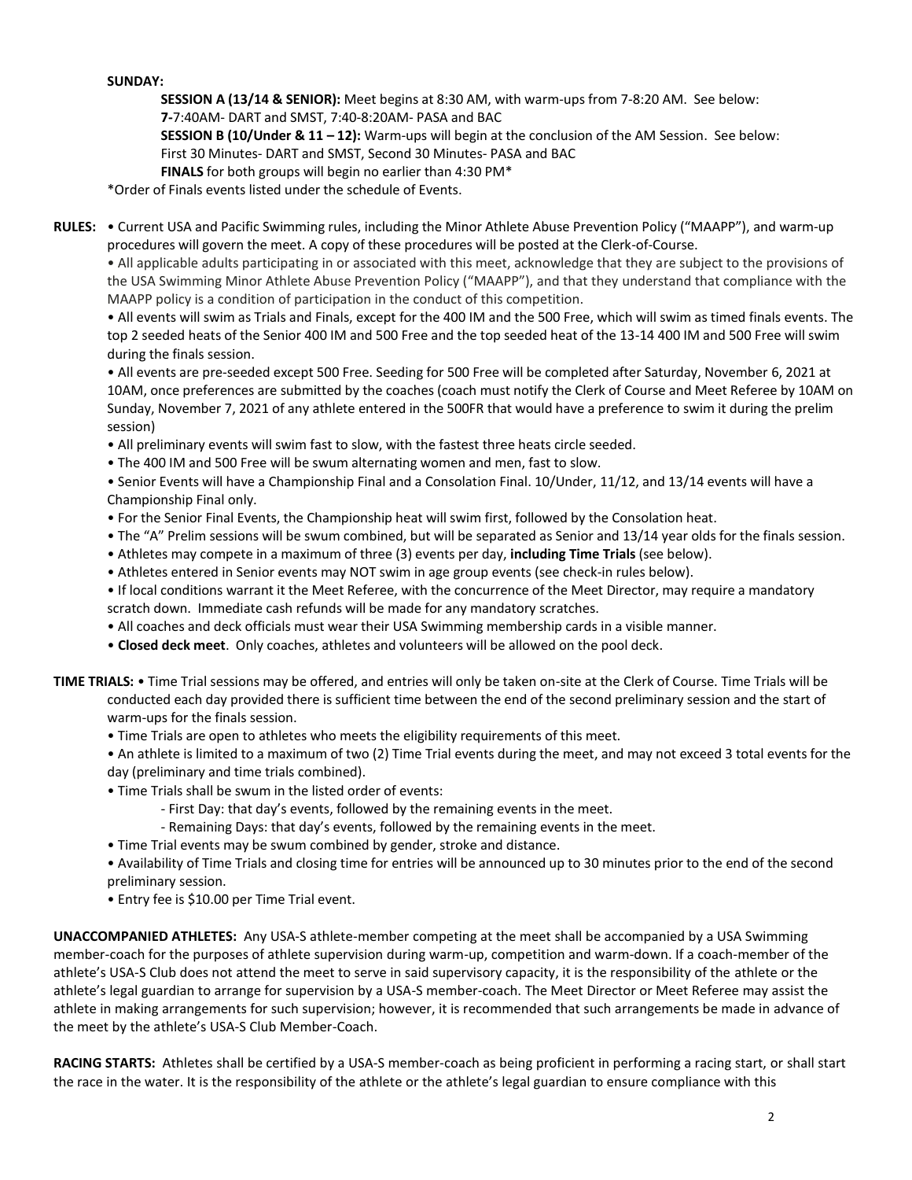**SUNDAY:**

**SESSION A (13/14 & SENIOR):** Meet begins at 8:30 AM, with warm-ups from 7-8:20 AM. See below:
**7-**7:40AM- DART and SMST, 7:40-8:20AM- PASA and BAC
**SESSION B (10/Under & 11 – 12):** Warm-ups will begin at the conclusion of the AM Session. See below:
First 30 Minutes- DART and SMST, Second 30 Minutes- PASA and BAC
**FINALS** for both groups will begin no earlier than 4:30 PM*

*Order of Finals events listed under the schedule of Events.

**RULES:** • Current USA and Pacific Swimming rules, including the Minor Athlete Abuse Prevention Policy ("MAAPP"), and warm-up procedures will govern the meet. A copy of these procedures will be posted at the Clerk-of-Course.

• All applicable adults participating in or associated with this meet, acknowledge that they are subject to the provisions of the USA Swimming Minor Athlete Abuse Prevention Policy ("MAAPP"), and that they understand that compliance with the MAAPP policy is a condition of participation in the conduct of this competition.

• All events will swim as Trials and Finals, except for the 400 IM and the 500 Free, which will swim as timed finals events. The top 2 seeded heats of the Senior 400 IM and 500 Free and the top seeded heat of the 13-14 400 IM and 500 Free will swim during the finals session.

• All events are pre-seeded except 500 Free. Seeding for 500 Free will be completed after Saturday, November 6, 2021 at 10AM, once preferences are submitted by the coaches (coach must notify the Clerk of Course and Meet Referee by 10AM on Sunday, November 7, 2021 of any athlete entered in the 500FR that would have a preference to swim it during the prelim session)

• All preliminary events will swim fast to slow, with the fastest three heats circle seeded.

• The 400 IM and 500 Free will be swum alternating women and men, fast to slow.

• Senior Events will have a Championship Final and a Consolation Final. 10/Under, 11/12, and 13/14 events will have a Championship Final only.

• For the Senior Final Events, the Championship heat will swim first, followed by the Consolation heat.

• The "A" Prelim sessions will be swum combined, but will be separated as Senior and 13/14 year olds for the finals session.

• Athletes may compete in a maximum of three (3) events per day, **including Time Trials** (see below).

• Athletes entered in Senior events may NOT swim in age group events (see check-in rules below).

• If local conditions warrant it the Meet Referee, with the concurrence of the Meet Director, may require a mandatory scratch down. Immediate cash refunds will be made for any mandatory scratches.

• All coaches and deck officials must wear their USA Swimming membership cards in a visible manner.

• **Closed deck meet**. Only coaches, athletes and volunteers will be allowed on the pool deck.

**TIME TRIALS:** • Time Trial sessions may be offered, and entries will only be taken on-site at the Clerk of Course. Time Trials will be conducted each day provided there is sufficient time between the end of the second preliminary session and the start of warm-ups for the finals session.

• Time Trials are open to athletes who meets the eligibility requirements of this meet.

• An athlete is limited to a maximum of two (2) Time Trial events during the meet, and may not exceed 3 total events for the day (preliminary and time trials combined).

• Time Trials shall be swum in the listed order of events:
  - First Day: that day's events, followed by the remaining events in the meet.
  - Remaining Days: that day's events, followed by the remaining events in the meet.

• Time Trial events may be swum combined by gender, stroke and distance.

• Availability of Time Trials and closing time for entries will be announced up to 30 minutes prior to the end of the second preliminary session.

• Entry fee is $10.00 per Time Trial event.

**UNACCOMPANIED ATHLETES:** Any USA-S athlete-member competing at the meet shall be accompanied by a USA Swimming member-coach for the purposes of athlete supervision during warm-up, competition and warm-down. If a coach-member of the athlete's USA-S Club does not attend the meet to serve in said supervisory capacity, it is the responsibility of the athlete or the athlete's legal guardian to arrange for supervision by a USA-S member-coach. The Meet Director or Meet Referee may assist the athlete in making arrangements for such supervision; however, it is recommended that such arrangements be made in advance of the meet by the athlete's USA-S Club Member-Coach.

**RACING STARTS:** Athletes shall be certified by a USA-S member-coach as being proficient in performing a racing start, or shall start the race in the water. It is the responsibility of the athlete or the athlete's legal guardian to ensure compliance with this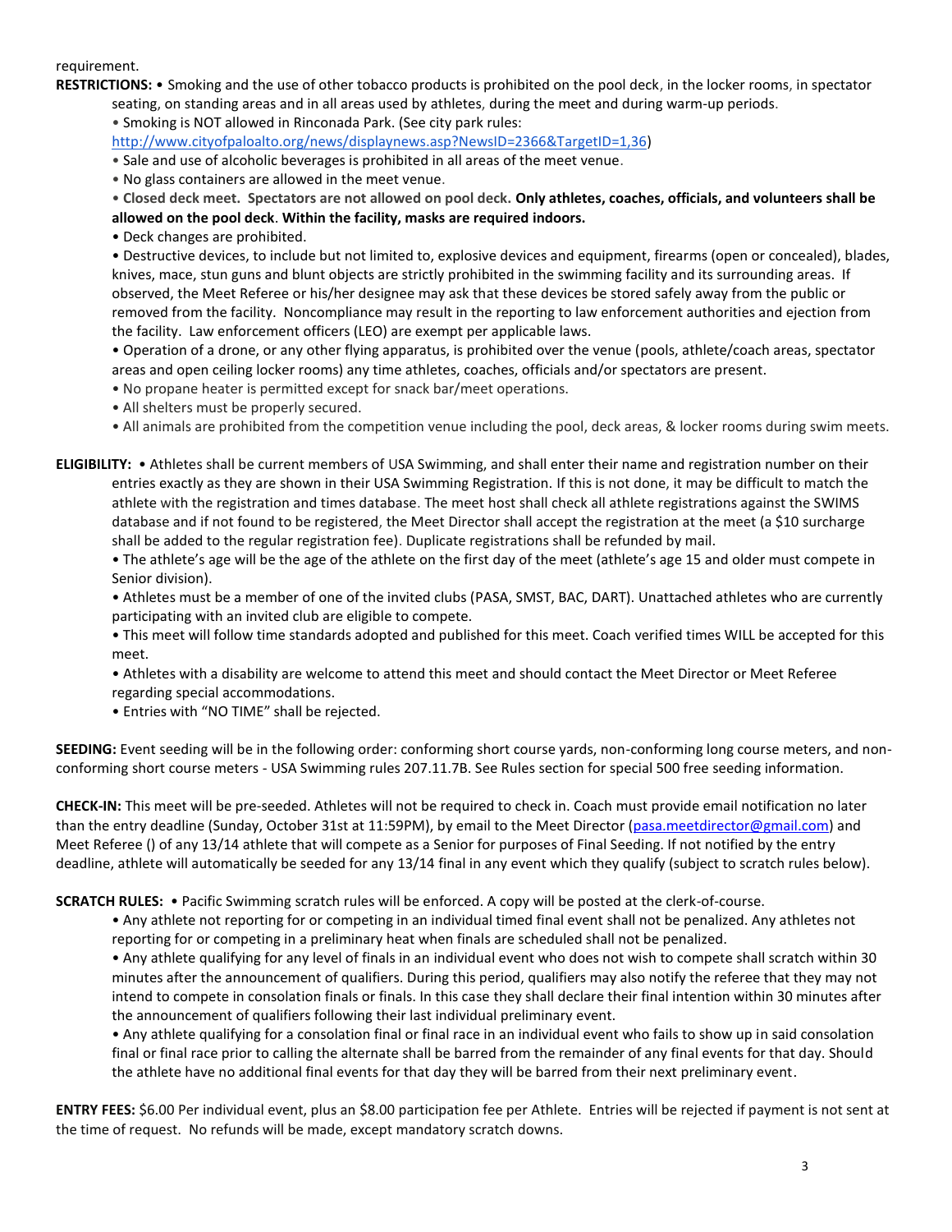requirement.

**RESTRICTIONS:** • Smoking and the use of other tobacco products is prohibited on the pool deck, in the locker rooms, in spectator seating, on standing areas and in all areas used by athletes, during the meet and during warm-up periods.

• Smoking is NOT allowed in Rinconada Park. (See city park rules: http://www.cityofpaloalto.org/news/displaynews.asp?NewsID=2366&TargetID=1,36)

• Sale and use of alcoholic beverages is prohibited in all areas of the meet venue.

• No glass containers are allowed in the meet venue.

**• Closed deck meet. Spectators are not allowed on pool deck. Only athletes, coaches, officials, and volunteers shall be allowed on the pool deck. Within the facility, masks are required indoors.**

• Deck changes are prohibited.

• Destructive devices, to include but not limited to, explosive devices and equipment, firearms (open or concealed), blades, knives, mace, stun guns and blunt objects are strictly prohibited in the swimming facility and its surrounding areas. If observed, the Meet Referee or his/her designee may ask that these devices be stored safely away from the public or removed from the facility. Noncompliance may result in the reporting to law enforcement authorities and ejection from the facility. Law enforcement officers (LEO) are exempt per applicable laws.

• Operation of a drone, or any other flying apparatus, is prohibited over the venue (pools, athlete/coach areas, spectator areas and open ceiling locker rooms) any time athletes, coaches, officials and/or spectators are present.

• No propane heater is permitted except for snack bar/meet operations.

• All shelters must be properly secured.

• All animals are prohibited from the competition venue including the pool, deck areas, & locker rooms during swim meets.

**ELIGIBILITY:** • Athletes shall be current members of USA Swimming, and shall enter their name and registration number on their entries exactly as they are shown in their USA Swimming Registration. If this is not done, it may be difficult to match the athlete with the registration and times database. The meet host shall check all athlete registrations against the SWIMS database and if not found to be registered, the Meet Director shall accept the registration at the meet (a $10 surcharge shall be added to the regular registration fee). Duplicate registrations shall be refunded by mail.

• The athlete's age will be the age of the athlete on the first day of the meet (athlete's age 15 and older must compete in Senior division).

• Athletes must be a member of one of the invited clubs (PASA, SMST, BAC, DART). Unattached athletes who are currently participating with an invited club are eligible to compete.

• This meet will follow time standards adopted and published for this meet. Coach verified times WILL be accepted for this meet.

• Athletes with a disability are welcome to attend this meet and should contact the Meet Director or Meet Referee regarding special accommodations.

• Entries with "NO TIME" shall be rejected.

**SEEDING:** Event seeding will be in the following order: conforming short course yards, non-conforming long course meters, and non-conforming short course meters - USA Swimming rules 207.11.7B. See Rules section for special 500 free seeding information.

**CHECK-IN:** This meet will be pre-seeded. Athletes will not be required to check in. Coach must provide email notification no later than the entry deadline (Sunday, October 31st at 11:59PM), by email to the Meet Director (pasa.meetdirector@gmail.com) and Meet Referee () of any 13/14 athlete that will compete as a Senior for purposes of Final Seeding. If not notified by the entry deadline, athlete will automatically be seeded for any 13/14 final in any event which they qualify (subject to scratch rules below).

**SCRATCH RULES:** • Pacific Swimming scratch rules will be enforced. A copy will be posted at the clerk-of-course.

• Any athlete not reporting for or competing in an individual timed final event shall not be penalized. Any athletes not reporting for or competing in a preliminary heat when finals are scheduled shall not be penalized.

• Any athlete qualifying for any level of finals in an individual event who does not wish to compete shall scratch within 30 minutes after the announcement of qualifiers. During this period, qualifiers may also notify the referee that they may not intend to compete in consolation finals or finals. In this case they shall declare their final intention within 30 minutes after the announcement of qualifiers following their last individual preliminary event.

• Any athlete qualifying for a consolation final or final race in an individual event who fails to show up in said consolation final or final race prior to calling the alternate shall be barred from the remainder of any final events for that day. Should the athlete have no additional final events for that day they will be barred from their next preliminary event.

**ENTRY FEES:** $6.00 Per individual event, plus an $8.00 participation fee per Athlete. Entries will be rejected if payment is not sent at the time of request. No refunds will be made, except mandatory scratch downs.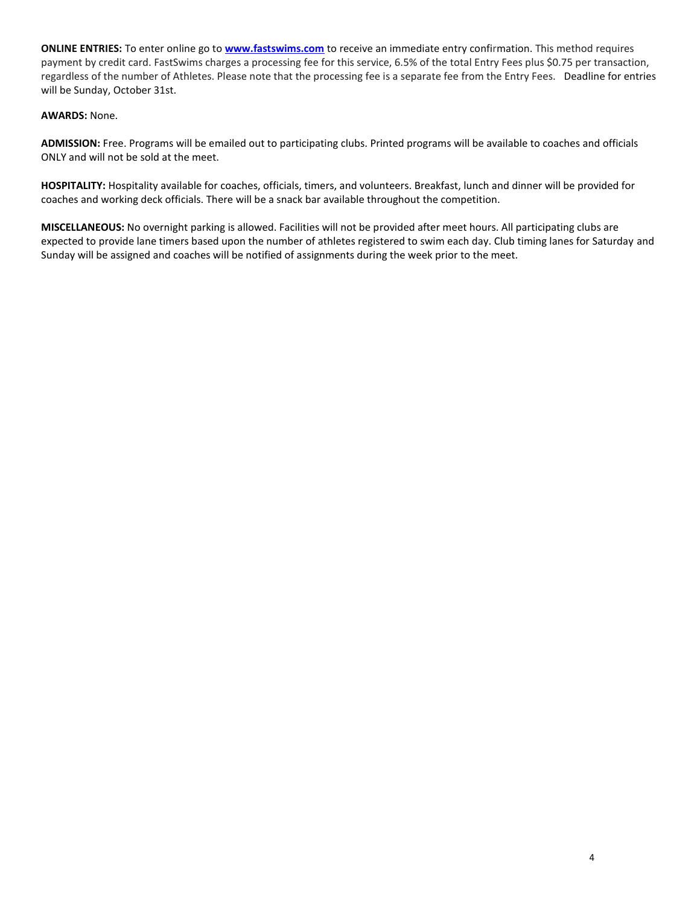**ONLINE ENTRIES:** To enter online go to **www.fastswims.com** to receive an immediate entry confirmation. This method requires payment by credit card. FastSwims charges a processing fee for this service, 6.5% of the total Entry Fees plus $0.75 per transaction, regardless of the number of Athletes. Please note that the processing fee is a separate fee from the Entry Fees. Deadline for entries will be Sunday, October 31st.

**AWARDS:** None.

**ADMISSION:** Free. Programs will be emailed out to participating clubs. Printed programs will be available to coaches and officials ONLY and will not be sold at the meet.

**HOSPITALITY:** Hospitality available for coaches, officials, timers, and volunteers. Breakfast, lunch and dinner will be provided for coaches and working deck officials. There will be a snack bar available throughout the competition.

**MISCELLANEOUS:** No overnight parking is allowed. Facilities will not be provided after meet hours. All participating clubs are expected to provide lane timers based upon the number of athletes registered to swim each day. Club timing lanes for Saturday and Sunday will be assigned and coaches will be notified of assignments during the week prior to the meet.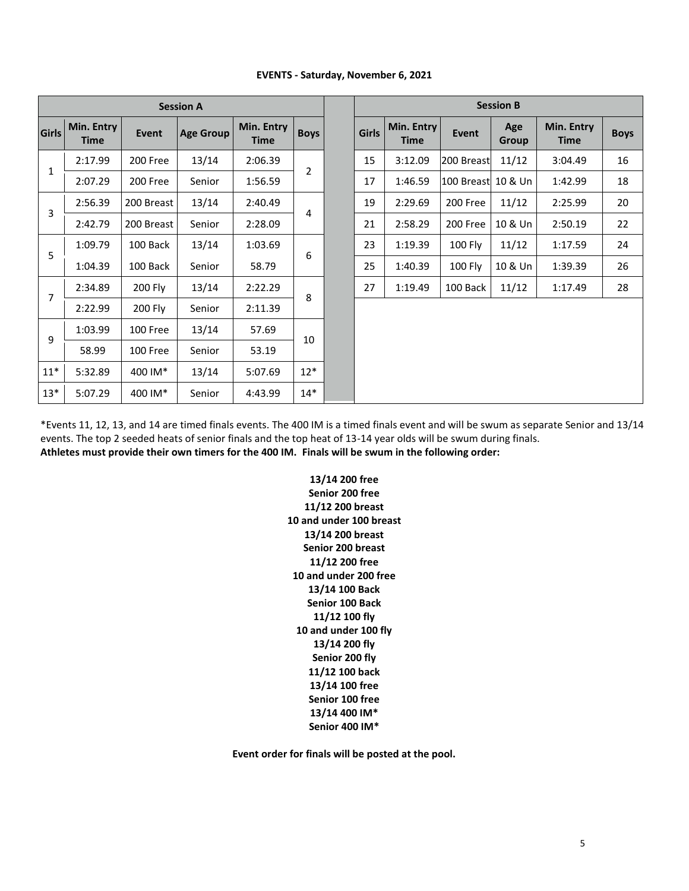**EVENTS - Saturday, November 6, 2021**

| Session A | | | | | |
|---|---|---|---|---|---|
| Girls | Min. Entry Time | Event | Age Group | Min. Entry Time | Boys |
| 1 | 2:17.99 | 200 Free | 13/14 | 2:06.39 | 2 |
| | 2:07.29 | 200 Free | Senior | 1:56.59 | |
| 3 | 2:56.39 | 200 Breast | 13/14 | 2:40.49 | 4 |
| | 2:42.79 | 200 Breast | Senior | 2:28.09 | |
| 5 | 1:09.79 | 100 Back | 13/14 | 1:03.69 | 6 |
| | 1:04.39 | 100 Back | Senior | 58.79 | |
| 7 | 2:34.89 | 200 Fly | 13/14 | 2:22.29 | 8 |
| | 2:22.99 | 200 Fly | Senior | 2:11.39 | |
| 9 | 1:03.99 | 100 Free | 13/14 | 57.69 | 10 |
| | 58.99 | 100 Free | Senior | 53.19 | |
| 11* | 5:32.89 | 400 IM* | 13/14 | 5:07.69 | 12* |
| 13* | 5:07.29 | 400 IM* | Senior | 4:43.99 | 14* |

| Session B | | | | | |
|---|---|---|---|---|---|
| Girls | Min. Entry Time | Event | Age Group | Min. Entry Time | Boys |
| 15 | 3:12.09 | 200 Breast | 11/12 | 3:04.49 | 16 |
| 17 | 1:46.59 | 100 Breast | 10 & Un | 1:42.99 | 18 |
| 19 | 2:29.69 | 200 Free | 11/12 | 2:25.99 | 20 |
| 21 | 2:58.29 | 200 Free | 10 & Un | 2:50.19 | 22 |
| 23 | 1:19.39 | 100 Fly | 11/12 | 1:17.59 | 24 |
| 25 | 1:40.39 | 100 Fly | 10 & Un | 1:39.39 | 26 |
| 27 | 1:19.49 | 100 Back | 11/12 | 1:17.49 | 28 |

*Events 11, 12, 13, and 14 are timed finals events. The 400 IM is a timed finals event and will be swum as separate Senior and 13/14 events. The top 2 seeded heats of senior finals and the top heat of 13-14 year olds will be swum during finals.

**Athletes must provide their own timers for the 400 IM. Finals will be swum in the following order:**

**13/14 200 free**
**Senior 200 free**
**11/12 200 breast**
**10 and under 100 breast**
**13/14 200 breast**
**Senior 200 breast**
**11/12 200 free**
**10 and under 200 free**
**13/14 100 Back**
**Senior 100 Back**
**11/12 100 fly**
**10 and under 100 fly**
**13/14 200 fly**
**Senior 200 fly**
**11/12 100 back**
**13/14 100 free**
**Senior 100 free**
**13/14 400 IM***
**Senior 400 IM***

**Event order for finals will be posted at the pool.**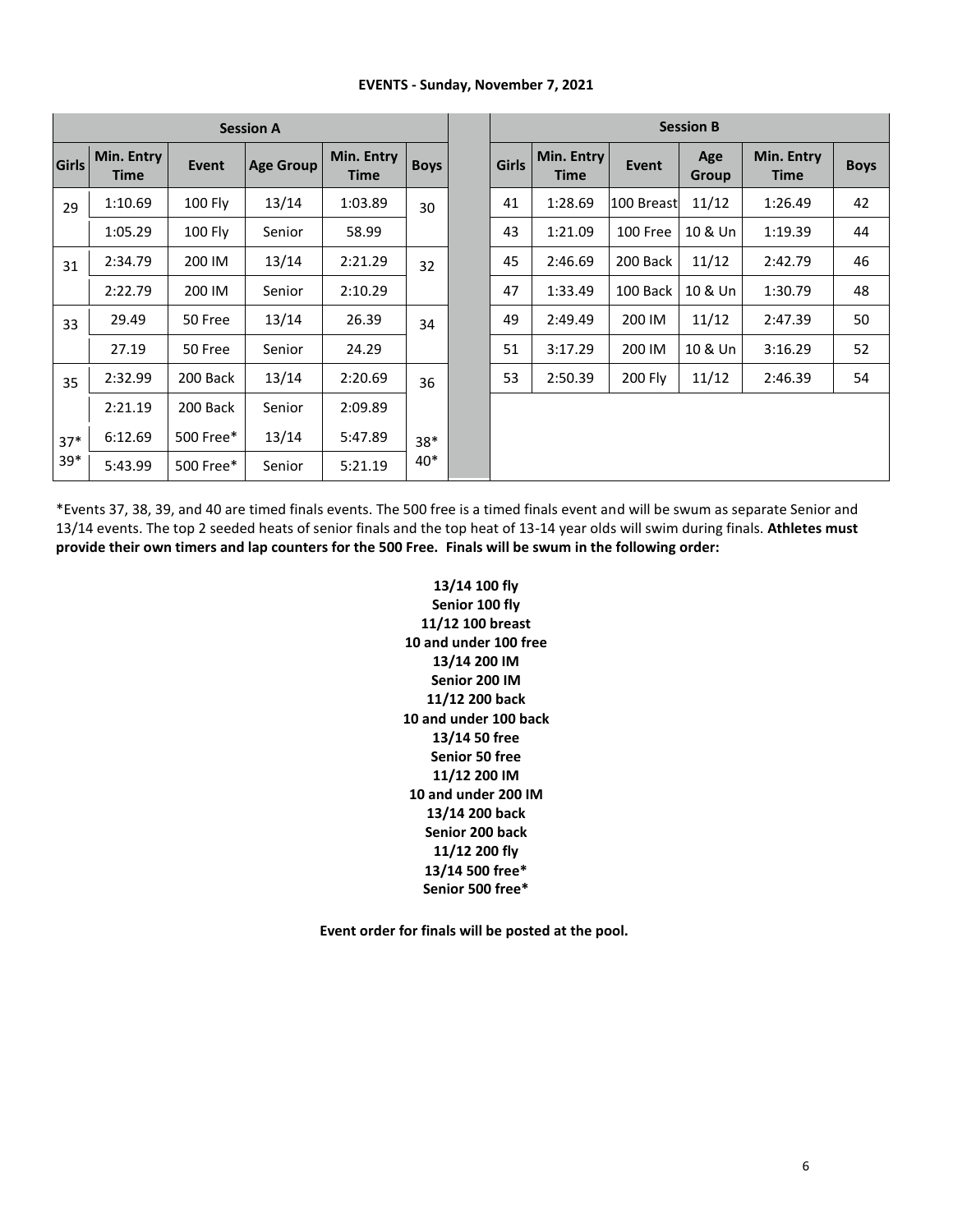**EVENTS - Sunday, November 7, 2021**

| Session A | | | | | | | Session B | | | | | |
|---|---|---|---|---|---|---|---|---|---|---|---|---|
| Girls | Min. Entry Time | Event | Age Group | Min. Entry Time | Boys | | Girls | Min. Entry Time | Event | Age Group | Min. Entry Time | Boys |
| 29 | 1:10.69 | 100 Fly | 13/14 | 1:03.89 | 30 | | 41 | 1:28.69 | 100 Breast | 11/12 | 1:26.49 | 42 |
| | 1:05.29 | 100 Fly | Senior | 58.99 | | | 43 | 1:21.09 | 100 Free | 10 & Un | 1:19.39 | 44 |
| 31 | 2:34.79 | 200 IM | 13/14 | 2:21.29 | 32 | | 45 | 2:46.69 | 200 Back | 11/12 | 2:42.79 | 46 |
| | 2:22.79 | 200 IM | Senior | 2:10.29 | | | 47 | 1:33.49 | 100 Back | 10 & Un | 1:30.79 | 48 |
| 33 | 29.49 | 50 Free | 13/14 | 26.39 | 34 | | 49 | 2:49.49 | 200 IM | 11/12 | 2:47.39 | 50 |
| | 27.19 | 50 Free | Senior | 24.29 | | | 51 | 3:17.29 | 200 IM | 10 & Un | 3:16.29 | 52 |
| 35 | 2:32.99 | 200 Back | 13/14 | 2:20.69 | 36 | | 53 | 2:50.39 | 200 Fly | 11/12 | 2:46.39 | 54 |
| | 2:21.19 | 200 Back | Senior | 2:09.89 | | | | | | | | |
| 37* | 6:12.69 | 500 Free* | 13/14 | 5:47.89 | 38* | | | | | | | |
| 39* | 5:43.99 | 500 Free* | Senior | 5:21.19 | 40* | | | | | | | |

*Events 37, 38, 39, and 40 are timed finals events. The 500 free is a timed finals event and will be swum as separate Senior and 13/14 events. The top 2 seeded heats of senior finals and the top heat of 13-14 year olds will swim during finals. **Athletes must provide their own timers and lap counters for the 500 Free. Finals will be swum in the following order:**

**13/14 100 fly**
**Senior 100 fly**
**11/12 100 breast**
**10 and under 100 free**
**13/14 200 IM**
**Senior 200 IM**
**11/12 200 back**
**10 and under 100 back**
**13/14 50 free**
**Senior 50 free**
**11/12 200 IM**
**10 and under 200 IM**
**13/14 200 back**
**Senior 200 back**
**11/12 200 fly**
**13/14 500 free***
**Senior 500 free***

**Event order for finals will be posted at the pool.**